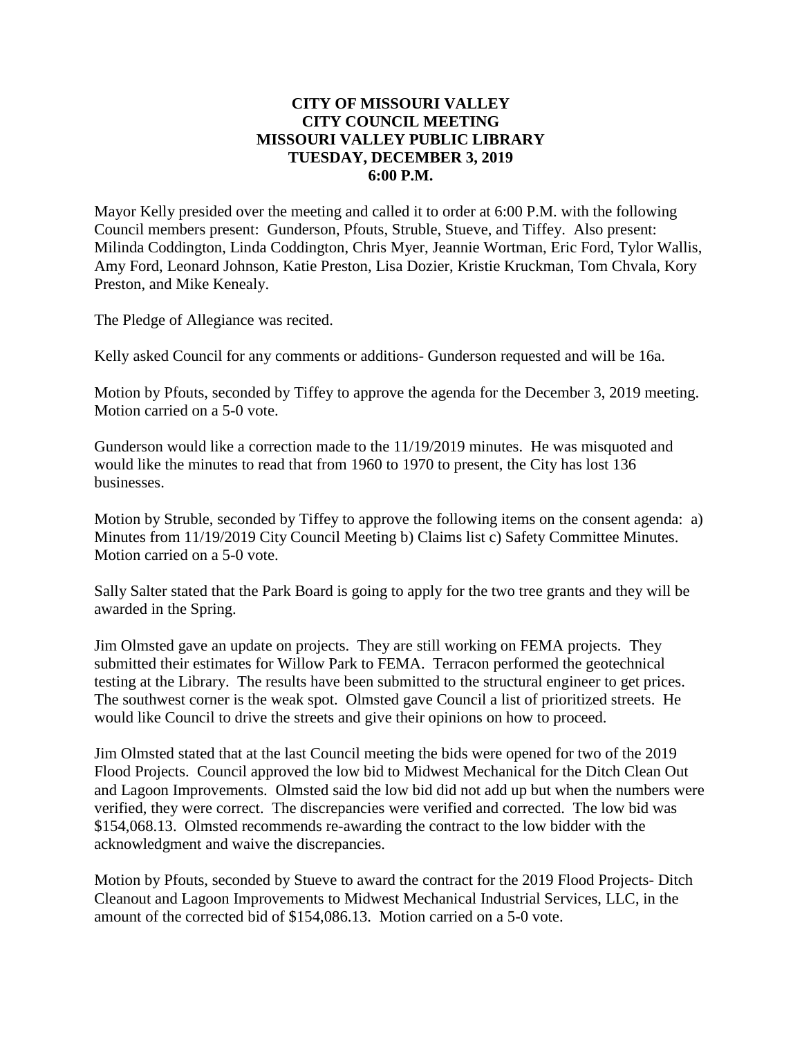**CITY OF MISSOURI VALLEY**
**CITY COUNCIL MEETING**
**MISSOURI VALLEY PUBLIC LIBRARY**
**TUESDAY, DECEMBER 3, 2019**
**6:00 P.M.**

Mayor Kelly presided over the meeting and called it to order at 6:00 P.M. with the following Council members present: Gunderson, Pfouts, Struble, Stueve, and Tiffey. Also present: Milinda Coddington, Linda Coddington, Chris Myer, Jeannie Wortman, Eric Ford, Tylor Wallis, Amy Ford, Leonard Johnson, Katie Preston, Lisa Dozier, Kristie Kruckman, Tom Chvala, Kory Preston, and Mike Kenealy.

The Pledge of Allegiance was recited.

Kelly asked Council for any comments or additions- Gunderson requested and will be 16a.

Motion by Pfouts, seconded by Tiffey to approve the agenda for the December 3, 2019 meeting. Motion carried on a 5-0 vote.

Gunderson would like a correction made to the 11/19/2019 minutes. He was misquoted and would like the minutes to read that from 1960 to 1970 to present, the City has lost 136 businesses.

Motion by Struble, seconded by Tiffey to approve the following items on the consent agenda: a) Minutes from 11/19/2019 City Council Meeting b) Claims list c) Safety Committee Minutes. Motion carried on a 5-0 vote.

Sally Salter stated that the Park Board is going to apply for the two tree grants and they will be awarded in the Spring.

Jim Olmsted gave an update on projects. They are still working on FEMA projects. They submitted their estimates for Willow Park to FEMA. Terracon performed the geotechnical testing at the Library. The results have been submitted to the structural engineer to get prices. The southwest corner is the weak spot. Olmsted gave Council a list of prioritized streets. He would like Council to drive the streets and give their opinions on how to proceed.

Jim Olmsted stated that at the last Council meeting the bids were opened for two of the 2019 Flood Projects. Council approved the low bid to Midwest Mechanical for the Ditch Clean Out and Lagoon Improvements. Olmsted said the low bid did not add up but when the numbers were verified, they were correct. The discrepancies were verified and corrected. The low bid was $154,068.13. Olmsted recommends re-awarding the contract to the low bidder with the acknowledgment and waive the discrepancies.

Motion by Pfouts, seconded by Stueve to award the contract for the 2019 Flood Projects- Ditch Cleanout and Lagoon Improvements to Midwest Mechanical Industrial Services, LLC, in the amount of the corrected bid of $154,086.13. Motion carried on a 5-0 vote.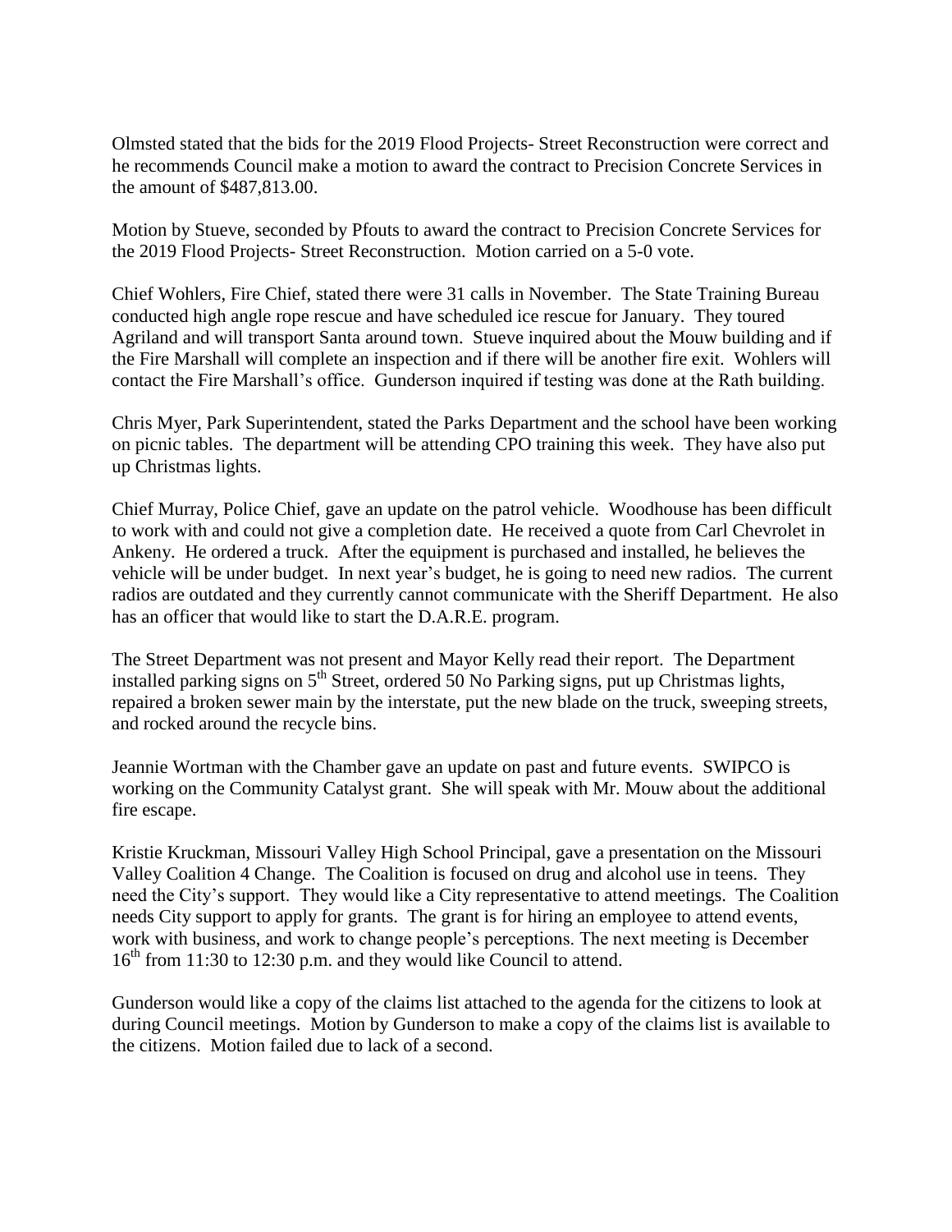Olmsted stated that the bids for the 2019 Flood Projects- Street Reconstruction were correct and he recommends Council make a motion to award the contract to Precision Concrete Services in the amount of $487,813.00.

Motion by Stueve, seconded by Pfouts to award the contract to Precision Concrete Services for the 2019 Flood Projects- Street Reconstruction. Motion carried on a 5-0 vote.

Chief Wohlers, Fire Chief, stated there were 31 calls in November. The State Training Bureau conducted high angle rope rescue and have scheduled ice rescue for January. They toured Agriland and will transport Santa around town. Stueve inquired about the Mouw building and if the Fire Marshall will complete an inspection and if there will be another fire exit. Wohlers will contact the Fire Marshall's office. Gunderson inquired if testing was done at the Rath building.

Chris Myer, Park Superintendent, stated the Parks Department and the school have been working on picnic tables. The department will be attending CPO training this week. They have also put up Christmas lights.

Chief Murray, Police Chief, gave an update on the patrol vehicle. Woodhouse has been difficult to work with and could not give a completion date. He received a quote from Carl Chevrolet in Ankeny. He ordered a truck. After the equipment is purchased and installed, he believes the vehicle will be under budget. In next year's budget, he is going to need new radios. The current radios are outdated and they currently cannot communicate with the Sheriff Department. He also has an officer that would like to start the D.A.R.E. program.

The Street Department was not present and Mayor Kelly read their report. The Department installed parking signs on 5th Street, ordered 50 No Parking signs, put up Christmas lights, repaired a broken sewer main by the interstate, put the new blade on the truck, sweeping streets, and rocked around the recycle bins.

Jeannie Wortman with the Chamber gave an update on past and future events. SWIPCO is working on the Community Catalyst grant. She will speak with Mr. Mouw about the additional fire escape.

Kristie Kruckman, Missouri Valley High School Principal, gave a presentation on the Missouri Valley Coalition 4 Change. The Coalition is focused on drug and alcohol use in teens. They need the City's support. They would like a City representative to attend meetings. The Coalition needs City support to apply for grants. The grant is for hiring an employee to attend events, work with business, and work to change people's perceptions. The next meeting is December 16th from 11:30 to 12:30 p.m. and they would like Council to attend.

Gunderson would like a copy of the claims list attached to the agenda for the citizens to look at during Council meetings. Motion by Gunderson to make a copy of the claims list is available to the citizens. Motion failed due to lack of a second.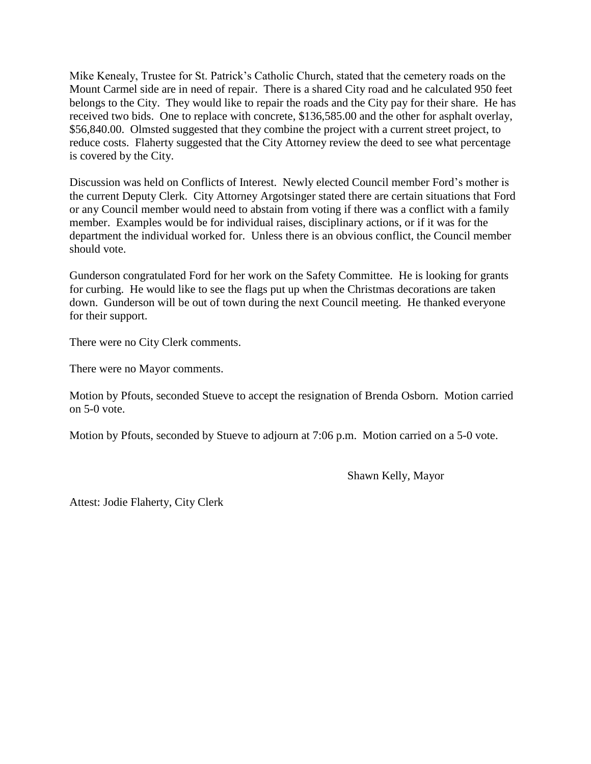Mike Kenealy, Trustee for St. Patrick's Catholic Church, stated that the cemetery roads on the Mount Carmel side are in need of repair. There is a shared City road and he calculated 950 feet belongs to the City. They would like to repair the roads and the City pay for their share. He has received two bids. One to replace with concrete, $136,585.00 and the other for asphalt overlay, $56,840.00. Olmsted suggested that they combine the project with a current street project, to reduce costs. Flaherty suggested that the City Attorney review the deed to see what percentage is covered by the City.

Discussion was held on Conflicts of Interest. Newly elected Council member Ford's mother is the current Deputy Clerk. City Attorney Argotsinger stated there are certain situations that Ford or any Council member would need to abstain from voting if there was a conflict with a family member. Examples would be for individual raises, disciplinary actions, or if it was for the department the individual worked for. Unless there is an obvious conflict, the Council member should vote.

Gunderson congratulated Ford for her work on the Safety Committee. He is looking for grants for curbing. He would like to see the flags put up when the Christmas decorations are taken down. Gunderson will be out of town during the next Council meeting. He thanked everyone for their support.

There were no City Clerk comments.

There were no Mayor comments.

Motion by Pfouts, seconded Stueve to accept the resignation of Brenda Osborn. Motion carried on 5-0 vote.

Motion by Pfouts, seconded by Stueve to adjourn at 7:06 p.m. Motion carried on a 5-0 vote.

Shawn Kelly, Mayor

Attest: Jodie Flaherty, City Clerk